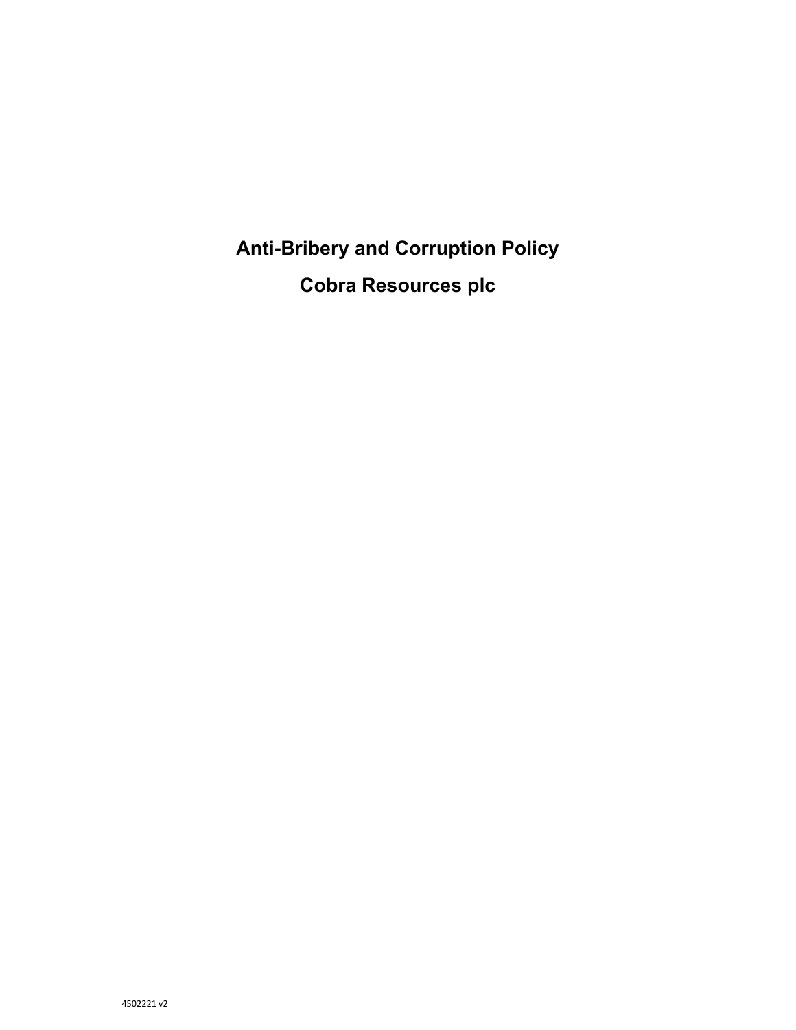# Anti-Bribery and Corruption Policy

# Cobra Resources plc

4502221 v2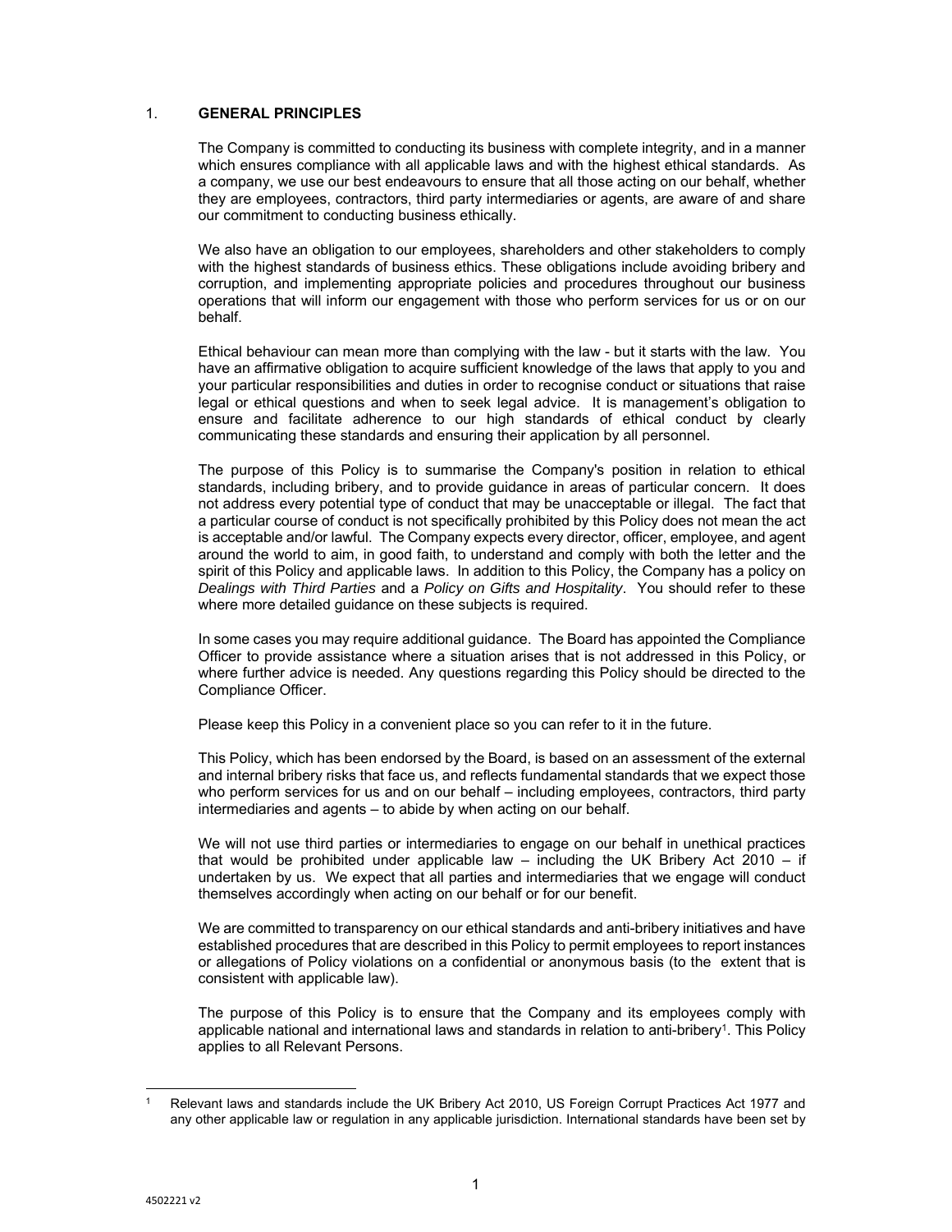## 1. GENERAL PRINCIPLES

The Company is committed to conducting its business with complete integrity, and in a manner which ensures compliance with all applicable laws and with the highest ethical standards. As a company, we use our best endeavours to ensure that all those acting on our behalf, whether they are employees, contractors, third party intermediaries or agents, are aware of and share our commitment to conducting business ethically.

We also have an obligation to our employees, shareholders and other stakeholders to comply with the highest standards of business ethics. These obligations include avoiding bribery and corruption, and implementing appropriate policies and procedures throughout our business operations that will inform our engagement with those who perform services for us or on our behalf.

Ethical behaviour can mean more than complying with the law - but it starts with the law. You have an affirmative obligation to acquire sufficient knowledge of the laws that apply to you and your particular responsibilities and duties in order to recognise conduct or situations that raise legal or ethical questions and when to seek legal advice. It is management's obligation to ensure and facilitate adherence to our high standards of ethical conduct by clearly communicating these standards and ensuring their application by all personnel.

The purpose of this Policy is to summarise the Company's position in relation to ethical standards, including bribery, and to provide guidance in areas of particular concern. It does not address every potential type of conduct that may be unacceptable or illegal. The fact that a particular course of conduct is not specifically prohibited by this Policy does not mean the act is acceptable and/or lawful. The Company expects every director, officer, employee, and agent around the world to aim, in good faith, to understand and comply with both the letter and the spirit of this Policy and applicable laws. In addition to this Policy, the Company has a policy on *Dealings with Third Parties* and a *Policy on Gifts and Hospitality*. You should refer to these where more detailed guidance on these subjects is required.

In some cases you may require additional guidance. The Board has appointed the Compliance Officer to provide assistance where a situation arises that is not addressed in this Policy, or where further advice is needed. Any questions regarding this Policy should be directed to the Compliance Officer.

Please keep this Policy in a convenient place so you can refer to it in the future.

This Policy, which has been endorsed by the Board, is based on an assessment of the external and internal bribery risks that face us, and reflects fundamental standards that we expect those who perform services for us and on our behalf – including employees, contractors, third party intermediaries and agents – to abide by when acting on our behalf.

We will not use third parties or intermediaries to engage on our behalf in unethical practices that would be prohibited under applicable law – including the UK Bribery Act 2010 – if undertaken by us. We expect that all parties and intermediaries that we engage will conduct themselves accordingly when acting on our behalf or for our benefit.

We are committed to transparency on our ethical standards and anti-bribery initiatives and have established procedures that are described in this Policy to permit employees to report instances or allegations of Policy violations on a confidential or anonymous basis (to the extent that is consistent with applicable law).

The purpose of this Policy is to ensure that the Company and its employees comply with applicable national and international laws and standards in relation to anti-bribery[1]. This Policy applies to all Relevant Persons.

[1] Relevant laws and standards include the UK Bribery Act 2010, US Foreign Corrupt Practices Act 1977 and any other applicable law or regulation in any applicable jurisdiction. International standards have been set by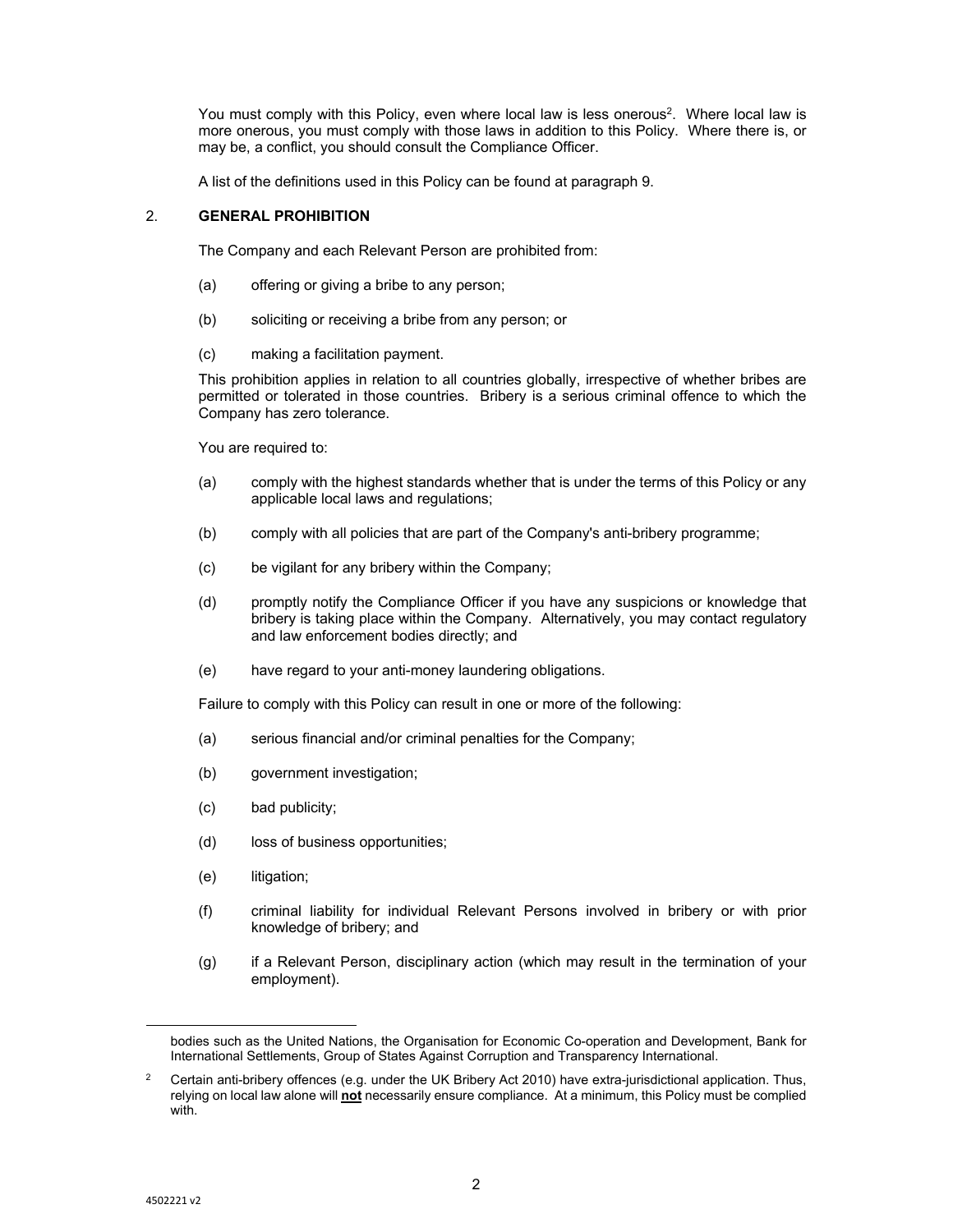You must comply with this Policy, even where local law is less onerous[2]. Where local law is more onerous, you must comply with those laws in addition to this Policy. Where there is, or may be, a conflict, you should consult the Compliance Officer.

A list of the definitions used in this Policy can be found at paragraph 9.

## 2. GENERAL PROHIBITION

The Company and each Relevant Person are prohibited from:

(a) offering or giving a bribe to any person;

(b) soliciting or receiving a bribe from any person; or

(c) making a facilitation payment.

This prohibition applies in relation to all countries globally, irrespective of whether bribes are permitted or tolerated in those countries. Bribery is a serious criminal offence to which the Company has zero tolerance.

You are required to:

(a) comply with the highest standards whether that is under the terms of this Policy or any applicable local laws and regulations;

(b) comply with all policies that are part of the Company's anti-bribery programme;

(c) be vigilant for any bribery within the Company;

(d) promptly notify the Compliance Officer if you have any suspicions or knowledge that bribery is taking place within the Company. Alternatively, you may contact regulatory and law enforcement bodies directly; and

(e) have regard to your anti-money laundering obligations.

Failure to comply with this Policy can result in one or more of the following:

(a) serious financial and/or criminal penalties for the Company;

(b) government investigation;

(c) bad publicity;

(d) loss of business opportunities;

(e) litigation;

(f) criminal liability for individual Relevant Persons involved in bribery or with prior knowledge of bribery; and

(g) if a Relevant Person, disciplinary action (which may result in the termination of your employment).

---

bodies such as the United Nations, the Organisation for Economic Co-operation and Development, Bank for International Settlements, Group of States Against Corruption and Transparency International.

[2] Certain anti-bribery offences (e.g. under the UK Bribery Act 2010) have extra-jurisdictional application. Thus, relying on local law alone will **not** necessarily ensure compliance. At a minimum, this Policy must be complied with.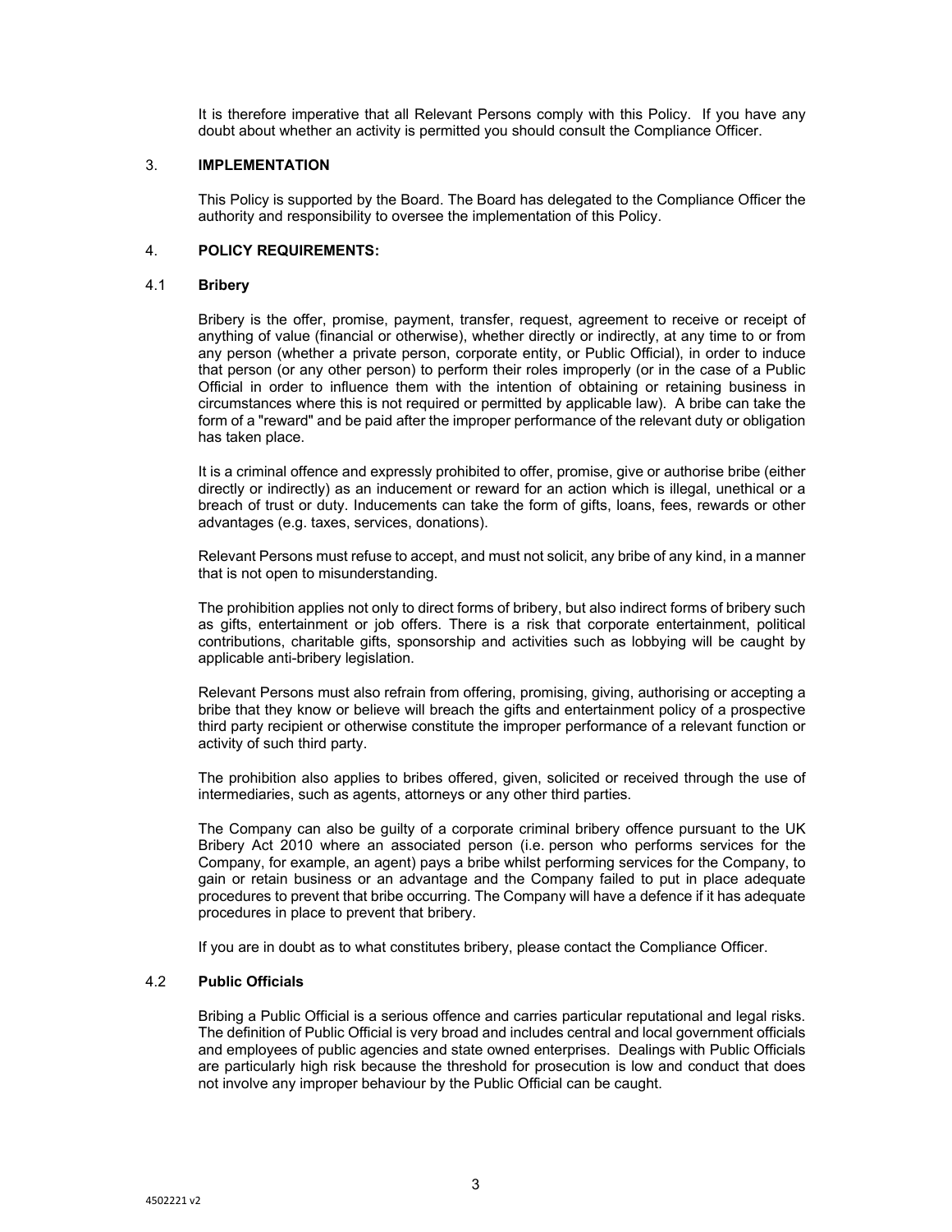It is therefore imperative that all Relevant Persons comply with this Policy. If you have any doubt about whether an activity is permitted you should consult the Compliance Officer.

## 3. IMPLEMENTATION

This Policy is supported by the Board. The Board has delegated to the Compliance Officer the authority and responsibility to oversee the implementation of this Policy.

## 4. POLICY REQUIREMENTS:

### 4.1 Bribery

Bribery is the offer, promise, payment, transfer, request, agreement to receive or receipt of anything of value (financial or otherwise), whether directly or indirectly, at any time to or from any person (whether a private person, corporate entity, or Public Official), in order to induce that person (or any other person) to perform their roles improperly (or in the case of a Public Official in order to influence them with the intention of obtaining or retaining business in circumstances where this is not required or permitted by applicable law). A bribe can take the form of a "reward" and be paid after the improper performance of the relevant duty or obligation has taken place.

It is a criminal offence and expressly prohibited to offer, promise, give or authorise bribe (either directly or indirectly) as an inducement or reward for an action which is illegal, unethical or a breach of trust or duty. Inducements can take the form of gifts, loans, fees, rewards or other advantages (e.g. taxes, services, donations).

Relevant Persons must refuse to accept, and must not solicit, any bribe of any kind, in a manner that is not open to misunderstanding.

The prohibition applies not only to direct forms of bribery, but also indirect forms of bribery such as gifts, entertainment or job offers. There is a risk that corporate entertainment, political contributions, charitable gifts, sponsorship and activities such as lobbying will be caught by applicable anti-bribery legislation.

Relevant Persons must also refrain from offering, promising, giving, authorising or accepting a bribe that they know or believe will breach the gifts and entertainment policy of a prospective third party recipient or otherwise constitute the improper performance of a relevant function or activity of such third party.

The prohibition also applies to bribes offered, given, solicited or received through the use of intermediaries, such as agents, attorneys or any other third parties.

The Company can also be guilty of a corporate criminal bribery offence pursuant to the UK Bribery Act 2010 where an associated person (i.e. person who performs services for the Company, for example, an agent) pays a bribe whilst performing services for the Company, to gain or retain business or an advantage and the Company failed to put in place adequate procedures to prevent that bribe occurring. The Company will have a defence if it has adequate procedures in place to prevent that bribery.

If you are in doubt as to what constitutes bribery, please contact the Compliance Officer.

### 4.2 Public Officials

Bribing a Public Official is a serious offence and carries particular reputational and legal risks. The definition of Public Official is very broad and includes central and local government officials and employees of public agencies and state owned enterprises. Dealings with Public Officials are particularly high risk because the threshold for prosecution is low and conduct that does not involve any improper behaviour by the Public Official can be caught.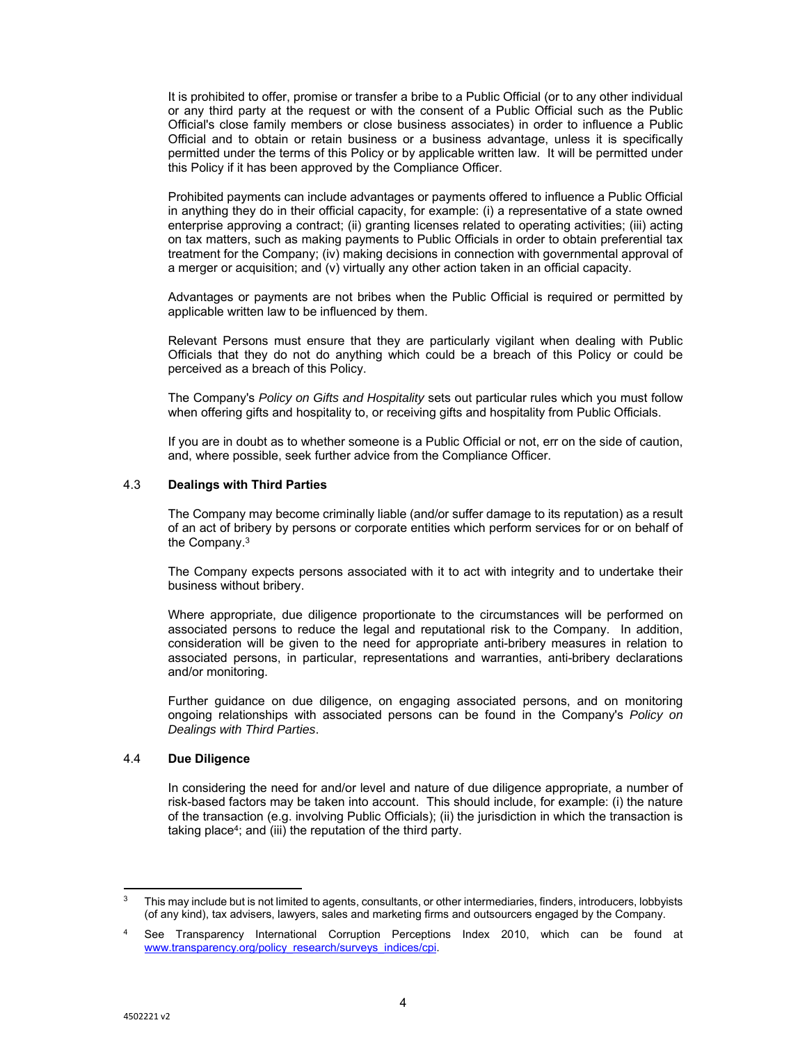It is prohibited to offer, promise or transfer a bribe to a Public Official (or to any other individual or any third party at the request or with the consent of a Public Official such as the Public Official's close family members or close business associates) in order to influence a Public Official and to obtain or retain business or a business advantage, unless it is specifically permitted under the terms of this Policy or by applicable written law. It will be permitted under this Policy if it has been approved by the Compliance Officer.

Prohibited payments can include advantages or payments offered to influence a Public Official in anything they do in their official capacity, for example: (i) a representative of a state owned enterprise approving a contract; (ii) granting licenses related to operating activities; (iii) acting on tax matters, such as making payments to Public Officials in order to obtain preferential tax treatment for the Company; (iv) making decisions in connection with governmental approval of a merger or acquisition; and (v) virtually any other action taken in an official capacity.

Advantages or payments are not bribes when the Public Official is required or permitted by applicable written law to be influenced by them.

Relevant Persons must ensure that they are particularly vigilant when dealing with Public Officials that they do not do anything which could be a breach of this Policy or could be perceived as a breach of this Policy.

The Company's *Policy on Gifts and Hospitality* sets out particular rules which you must follow when offering gifts and hospitality to, or receiving gifts and hospitality from Public Officials.

If you are in doubt as to whether someone is a Public Official or not, err on the side of caution, and, where possible, seek further advice from the Compliance Officer.

### 4.3 Dealings with Third Parties

The Company may become criminally liable (and/or suffer damage to its reputation) as a result of an act of bribery by persons or corporate entities which perform services for or on behalf of the Company.[3]

The Company expects persons associated with it to act with integrity and to undertake their business without bribery.

Where appropriate, due diligence proportionate to the circumstances will be performed on associated persons to reduce the legal and reputational risk to the Company. In addition, consideration will be given to the need for appropriate anti-bribery measures in relation to associated persons, in particular, representations and warranties, anti-bribery declarations and/or monitoring.

Further guidance on due diligence, on engaging associated persons, and on monitoring ongoing relationships with associated persons can be found in the Company's *Policy on Dealings with Third Parties*.

### 4.4 Due Diligence

In considering the need for and/or level and nature of due diligence appropriate, a number of risk-based factors may be taken into account. This should include, for example: (i) the nature of the transaction (e.g. involving Public Officials); (ii) the jurisdiction in which the transaction is taking place[4]; and (iii) the reputation of the third party.

---

[3] This may include but is not limited to agents, consultants, or other intermediaries, finders, introducers, lobbyists (of any kind), tax advisers, lawyers, sales and marketing firms and outsourcers engaged by the Company.

[4] See Transparency International Corruption Perceptions Index 2010, which can be found at www.transparency.org/policy_research/surveys_indices/cpi.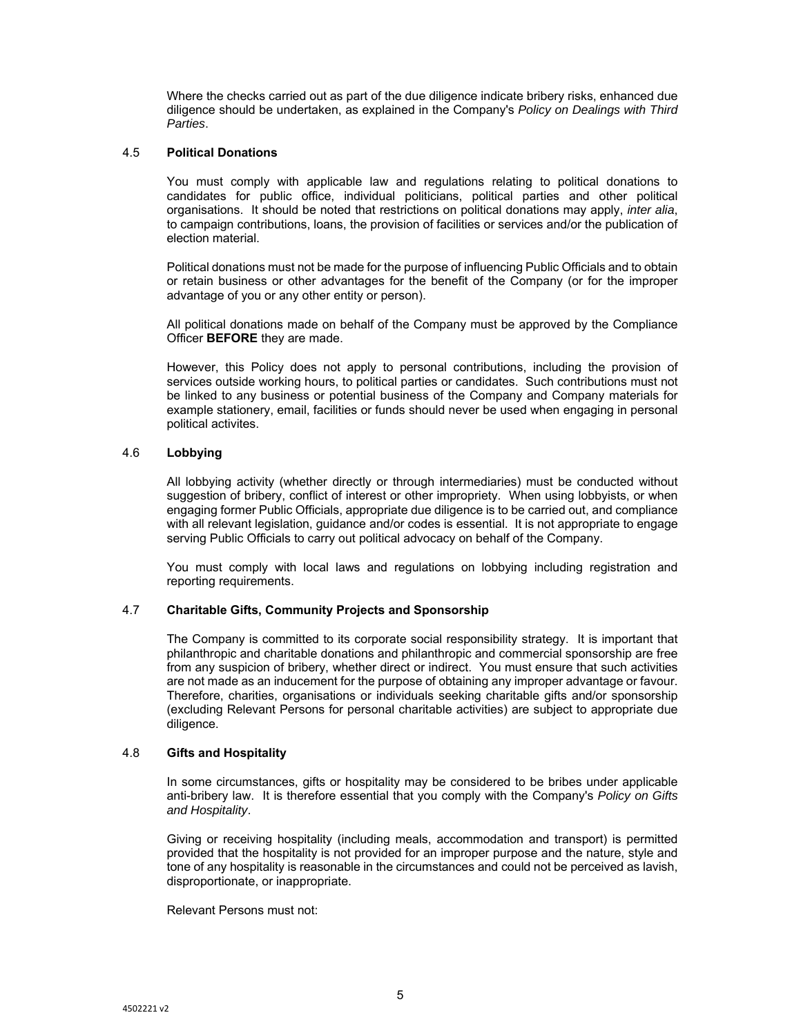Where the checks carried out as part of the due diligence indicate bribery risks, enhanced due diligence should be undertaken, as explained in the Company's *Policy on Dealings with Third Parties*.

### 4.5 Political Donations

You must comply with applicable law and regulations relating to political donations to candidates for public office, individual politicians, political parties and other political organisations. It should be noted that restrictions on political donations may apply, *inter alia*, to campaign contributions, loans, the provision of facilities or services and/or the publication of election material.

Political donations must not be made for the purpose of influencing Public Officials and to obtain or retain business or other advantages for the benefit of the Company (or for the improper advantage of you or any other entity or person).

All political donations made on behalf of the Company must be approved by the Compliance Officer **BEFORE** they are made.

However, this Policy does not apply to personal contributions, including the provision of services outside working hours, to political parties or candidates. Such contributions must not be linked to any business or potential business of the Company and Company materials for example stationery, email, facilities or funds should never be used when engaging in personal political activites.

### 4.6 Lobbying

All lobbying activity (whether directly or through intermediaries) must be conducted without suggestion of bribery, conflict of interest or other impropriety. When using lobbyists, or when engaging former Public Officials, appropriate due diligence is to be carried out, and compliance with all relevant legislation, guidance and/or codes is essential. It is not appropriate to engage serving Public Officials to carry out political advocacy on behalf of the Company.

You must comply with local laws and regulations on lobbying including registration and reporting requirements.

### 4.7 Charitable Gifts, Community Projects and Sponsorship

The Company is committed to its corporate social responsibility strategy. It is important that philanthropic and charitable donations and philanthropic and commercial sponsorship are free from any suspicion of bribery, whether direct or indirect. You must ensure that such activities are not made as an inducement for the purpose of obtaining any improper advantage or favour. Therefore, charities, organisations or individuals seeking charitable gifts and/or sponsorship (excluding Relevant Persons for personal charitable activities) are subject to appropriate due diligence.

### 4.8 Gifts and Hospitality

In some circumstances, gifts or hospitality may be considered to be bribes under applicable anti-bribery law. It is therefore essential that you comply with the Company's *Policy on Gifts and Hospitality*.

Giving or receiving hospitality (including meals, accommodation and transport) is permitted provided that the hospitality is not provided for an improper purpose and the nature, style and tone of any hospitality is reasonable in the circumstances and could not be perceived as lavish, disproportionate, or inappropriate.

Relevant Persons must not: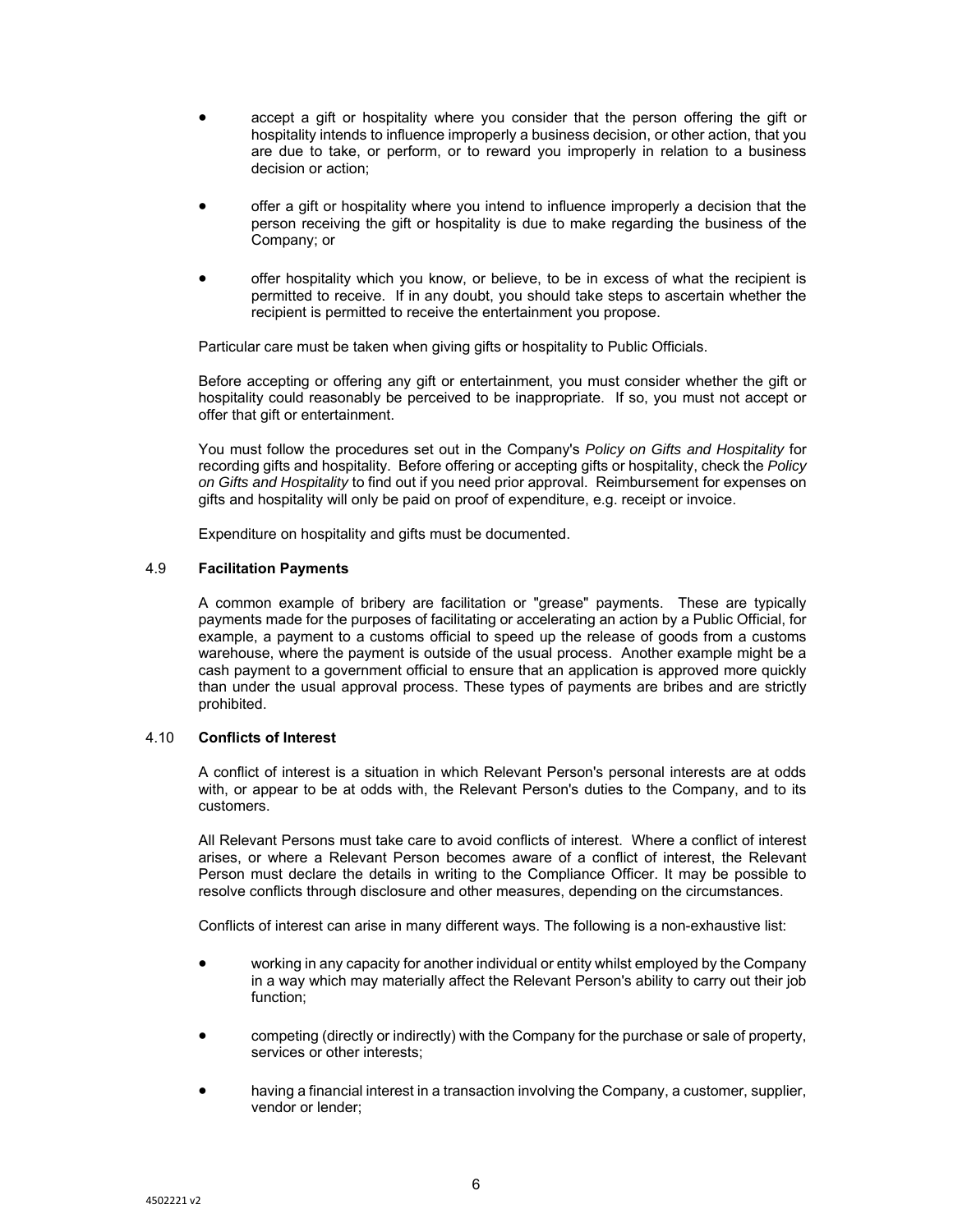- accept a gift or hospitality where you consider that the person offering the gift or hospitality intends to influence improperly a business decision, or other action, that you are due to take, or perform, or to reward you improperly in relation to a business decision or action;

- offer a gift or hospitality where you intend to influence improperly a decision that the person receiving the gift or hospitality is due to make regarding the business of the Company; or

- offer hospitality which you know, or believe, to be in excess of what the recipient is permitted to receive. If in any doubt, you should take steps to ascertain whether the recipient is permitted to receive the entertainment you propose.

Particular care must be taken when giving gifts or hospitality to Public Officials.

Before accepting or offering any gift or entertainment, you must consider whether the gift or hospitality could reasonably be perceived to be inappropriate. If so, you must not accept or offer that gift or entertainment.

You must follow the procedures set out in the Company's *Policy on Gifts and Hospitality* for recording gifts and hospitality. Before offering or accepting gifts or hospitality, check the *Policy on Gifts and Hospitality* to find out if you need prior approval. Reimbursement for expenses on gifts and hospitality will only be paid on proof of expenditure, e.g. receipt or invoice.

Expenditure on hospitality and gifts must be documented.

### 4.9 Facilitation Payments

A common example of bribery are facilitation or "grease" payments. These are typically payments made for the purposes of facilitating or accelerating an action by a Public Official, for example, a payment to a customs official to speed up the release of goods from a customs warehouse, where the payment is outside of the usual process. Another example might be a cash payment to a government official to ensure that an application is approved more quickly than under the usual approval process. These types of payments are bribes and are strictly prohibited.

### 4.10 Conflicts of Interest

A conflict of interest is a situation in which Relevant Person's personal interests are at odds with, or appear to be at odds with, the Relevant Person's duties to the Company, and to its customers.

All Relevant Persons must take care to avoid conflicts of interest. Where a conflict of interest arises, or where a Relevant Person becomes aware of a conflict of interest, the Relevant Person must declare the details in writing to the Compliance Officer. It may be possible to resolve conflicts through disclosure and other measures, depending on the circumstances.

Conflicts of interest can arise in many different ways. The following is a non-exhaustive list:

- working in any capacity for another individual or entity whilst employed by the Company in a way which may materially affect the Relevant Person's ability to carry out their job function;

- competing (directly or indirectly) with the Company for the purchase or sale of property, services or other interests;

- having a financial interest in a transaction involving the Company, a customer, supplier, vendor or lender;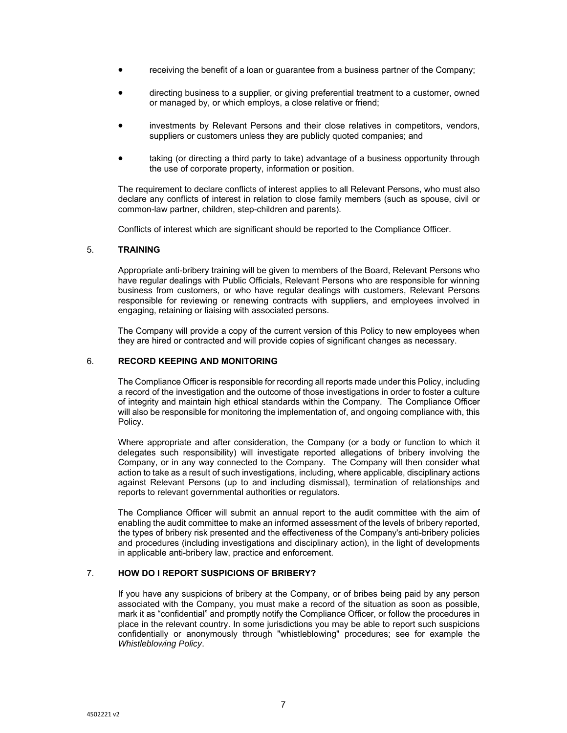- receiving the benefit of a loan or guarantee from a business partner of the Company;
- directing business to a supplier, or giving preferential treatment to a customer, owned or managed by, or which employs, a close relative or friend;
- investments by Relevant Persons and their close relatives in competitors, vendors, suppliers or customers unless they are publicly quoted companies; and
- taking (or directing a third party to take) advantage of a business opportunity through the use of corporate property, information or position.

The requirement to declare conflicts of interest applies to all Relevant Persons, who must also declare any conflicts of interest in relation to close family members (such as spouse, civil or common-law partner, children, step-children and parents).

Conflicts of interest which are significant should be reported to the Compliance Officer.

## 5. TRAINING

Appropriate anti-bribery training will be given to members of the Board, Relevant Persons who have regular dealings with Public Officials, Relevant Persons who are responsible for winning business from customers, or who have regular dealings with customers, Relevant Persons responsible for reviewing or renewing contracts with suppliers, and employees involved in engaging, retaining or liaising with associated persons.

The Company will provide a copy of the current version of this Policy to new employees when they are hired or contracted and will provide copies of significant changes as necessary.

## 6. RECORD KEEPING AND MONITORING

The Compliance Officer is responsible for recording all reports made under this Policy, including a record of the investigation and the outcome of those investigations in order to foster a culture of integrity and maintain high ethical standards within the Company. The Compliance Officer will also be responsible for monitoring the implementation of, and ongoing compliance with, this Policy.

Where appropriate and after consideration, the Company (or a body or function to which it delegates such responsibility) will investigate reported allegations of bribery involving the Company, or in any way connected to the Company. The Company will then consider what action to take as a result of such investigations, including, where applicable, disciplinary actions against Relevant Persons (up to and including dismissal), termination of relationships and reports to relevant governmental authorities or regulators.

The Compliance Officer will submit an annual report to the audit committee with the aim of enabling the audit committee to make an informed assessment of the levels of bribery reported, the types of bribery risk presented and the effectiveness of the Company's anti-bribery policies and procedures (including investigations and disciplinary action), in the light of developments in applicable anti-bribery law, practice and enforcement.

## 7. HOW DO I REPORT SUSPICIONS OF BRIBERY?

If you have any suspicions of bribery at the Company, or of bribes being paid by any person associated with the Company, you must make a record of the situation as soon as possible, mark it as "confidential" and promptly notify the Compliance Officer, or follow the procedures in place in the relevant country. In some jurisdictions you may be able to report such suspicions confidentially or anonymously through "whistleblowing" procedures; see for example the *Whistleblowing Policy*.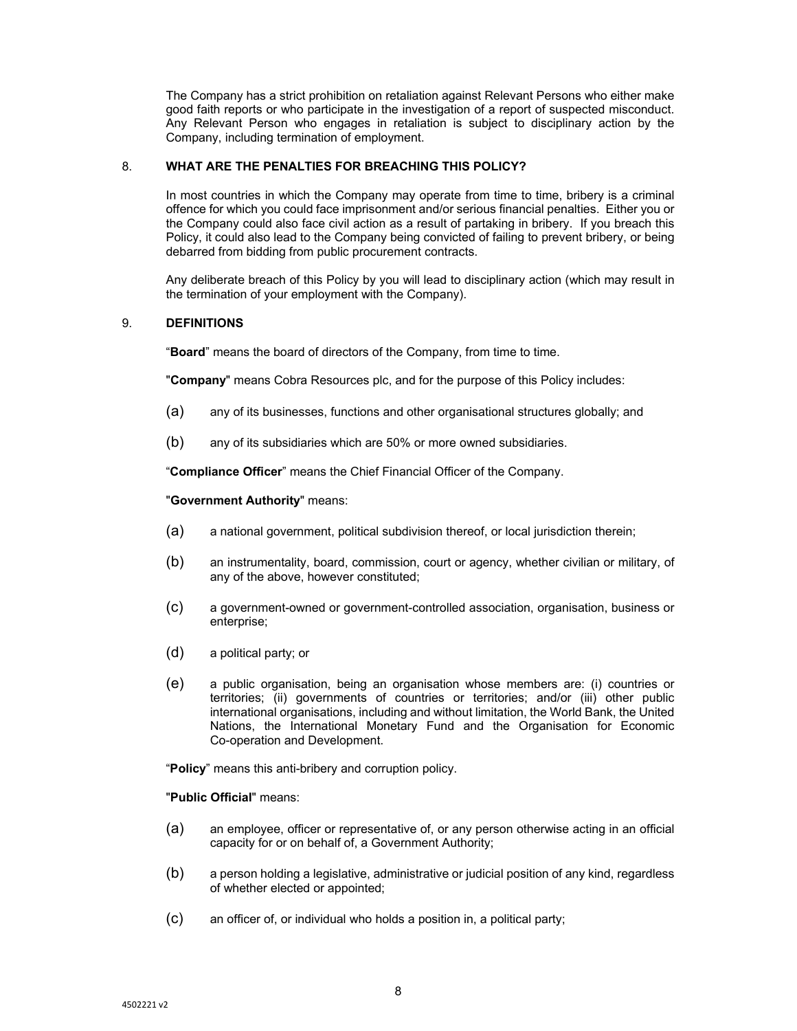The Company has a strict prohibition on retaliation against Relevant Persons who either make good faith reports or who participate in the investigation of a report of suspected misconduct. Any Relevant Person who engages in retaliation is subject to disciplinary action by the Company, including termination of employment.

## 8. WHAT ARE THE PENALTIES FOR BREACHING THIS POLICY?

In most countries in which the Company may operate from time to time, bribery is a criminal offence for which you could face imprisonment and/or serious financial penalties. Either you or the Company could also face civil action as a result of partaking in bribery. If you breach this Policy, it could also lead to the Company being convicted of failing to prevent bribery, or being debarred from bidding from public procurement contracts.

Any deliberate breach of this Policy by you will lead to disciplinary action (which may result in the termination of your employment with the Company).

## 9. DEFINITIONS

"**Board**" means the board of directors of the Company, from time to time.

"**Company**" means Cobra Resources plc, and for the purpose of this Policy includes:

(a) any of its businesses, functions and other organisational structures globally; and

(b) any of its subsidiaries which are 50% or more owned subsidiaries.

"**Compliance Officer**" means the Chief Financial Officer of the Company.

"**Government Authority**" means:

(a) a national government, political subdivision thereof, or local jurisdiction therein;

(b) an instrumentality, board, commission, court or agency, whether civilian or military, of any of the above, however constituted;

(c) a government-owned or government-controlled association, organisation, business or enterprise;

(d) a political party; or

(e) a public organisation, being an organisation whose members are: (i) countries or territories; (ii) governments of countries or territories; and/or (iii) other public international organisations, including and without limitation, the World Bank, the United Nations, the International Monetary Fund and the Organisation for Economic Co-operation and Development.

"**Policy**" means this anti-bribery and corruption policy.

"**Public Official**" means:

(a) an employee, officer or representative of, or any person otherwise acting in an official capacity for or on behalf of, a Government Authority;

(b) a person holding a legislative, administrative or judicial position of any kind, regardless of whether elected or appointed;

(c) an officer of, or individual who holds a position in, a political party;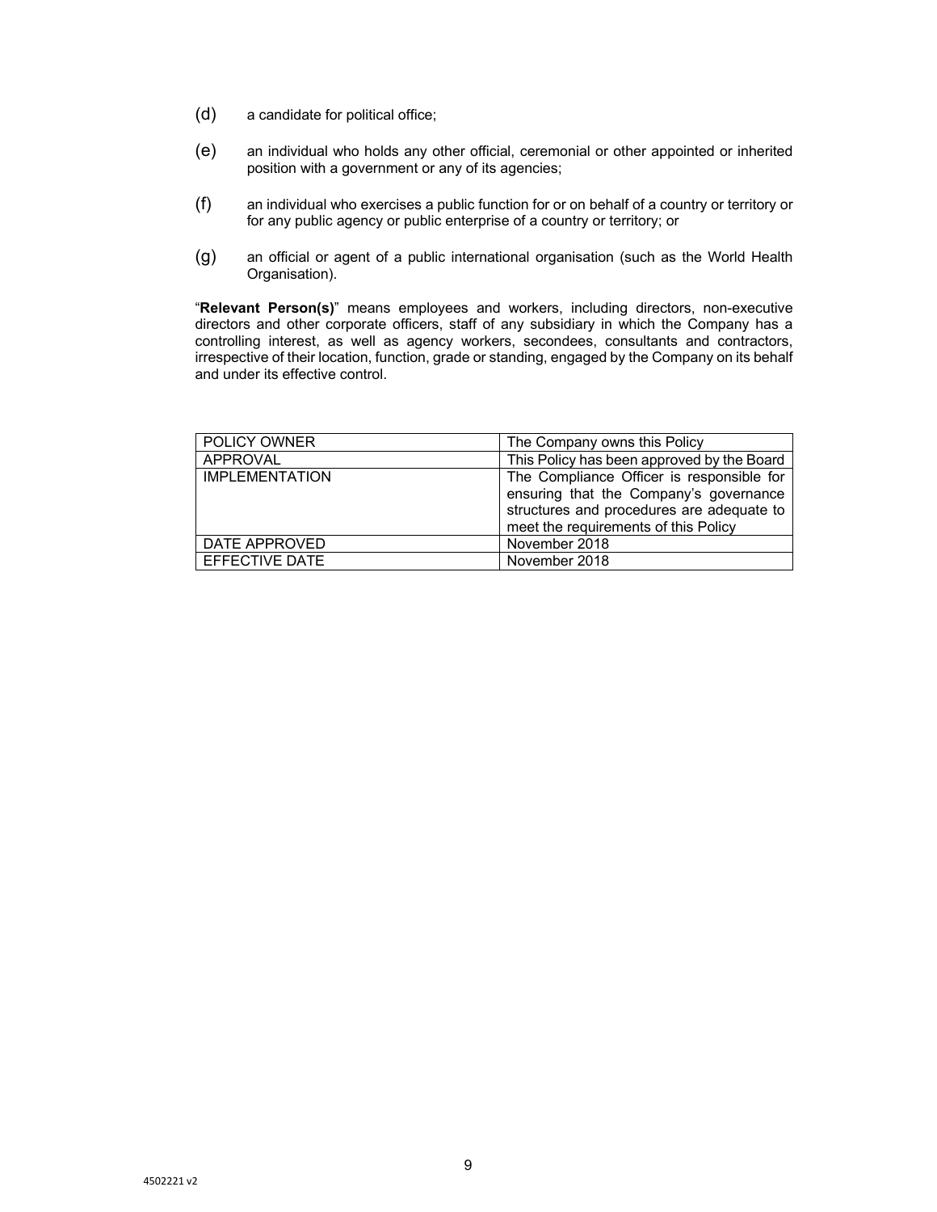(d) a candidate for political office;

(e) an individual who holds any other official, ceremonial or other appointed or inherited position with a government or any of its agencies;

(f) an individual who exercises a public function for or on behalf of a country or territory or for any public agency or public enterprise of a country or territory; or

(g) an official or agent of a public international organisation (such as the World Health Organisation).

"**Relevant Person(s)**" means employees and workers, including directors, non-executive directors and other corporate officers, staff of any subsidiary in which the Company has a controlling interest, as well as agency workers, secondees, consultants and contractors, irrespective of their location, function, grade or standing, engaged by the Company on its behalf and under its effective control.

| | |
|---|---|
| POLICY OWNER | The Company owns this Policy |
| APPROVAL | This Policy has been approved by the Board |
| IMPLEMENTATION | The Compliance Officer is responsible for ensuring that the Company's governance structures and procedures are adequate to meet the requirements of this Policy |
| DATE APPROVED | November 2018 |
| EFFECTIVE DATE | November 2018 |

4502221 v2